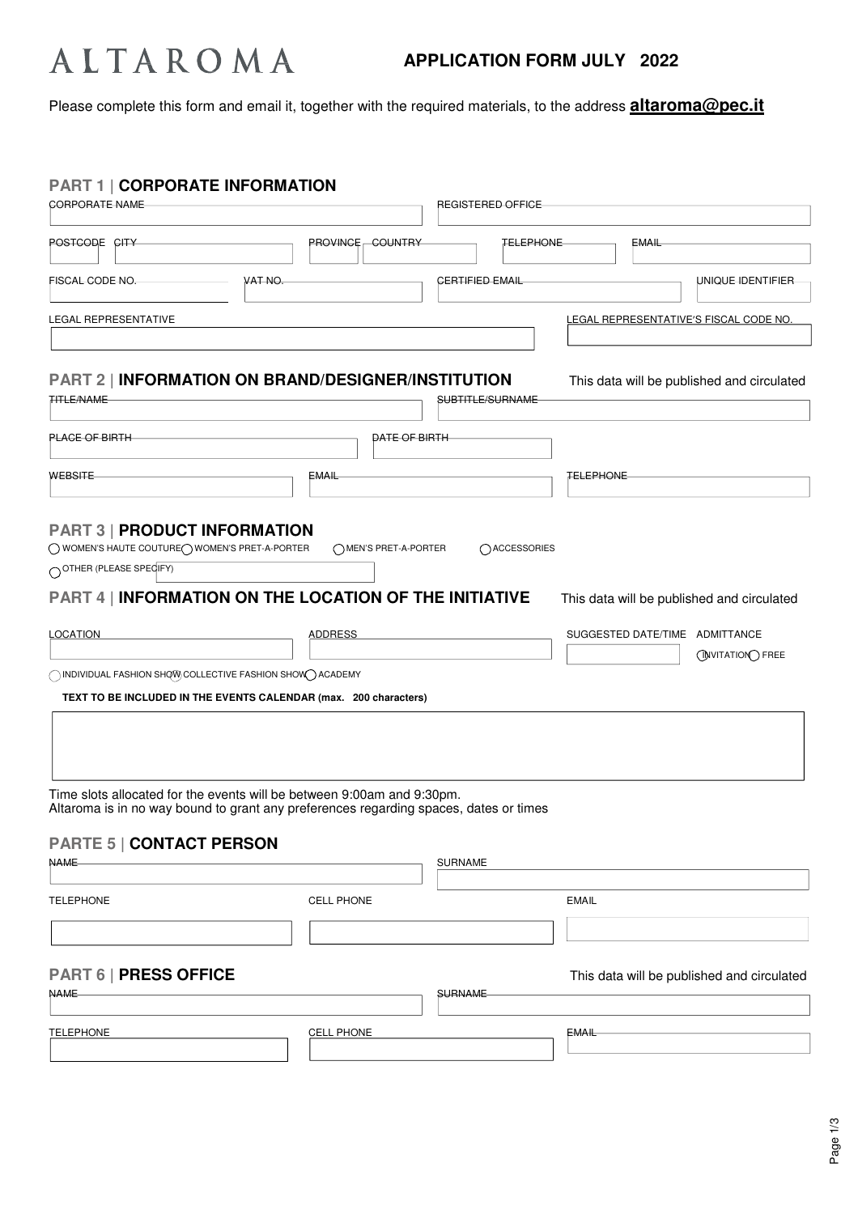# ALTAROMA

## APPLICATION FORM JULY 2022

Please complete this form and email it, together with the required materials, to the address **altaroma@pec.it**

## PART 1 | CORPORATE INFORMATION

CORPORATE NAME

REGISTERED OFFICE

POSTCODE CITY

PROVINCE COUNTRY

TELEPHONE

EMAIL

FISCAL CODE NO.

VAT NO.

CERTIFIED EMAIL

UNIQUE IDENTIFIER

LEGAL REPRESENTATIVE

LEGAL REPRESENTATIVE'S FISCAL CODE NO.

## PART 2 | INFORMATION ON BRAND/DESIGNER/INSTITUTION

This data will be published and circulated

TITLE/NAME

SUBTITLE/SURNAME

PLACE OF BIRTH

DATE OF BIRTH

WEBSITE

EMAIL

TELEPHONE

## PART 3 | PRODUCT INFORMATION

○ WOMEN'S HAUTE COUTURE ○ WOMEN'S PRET-A-PORTER ○ MEN'S PRET-A-PORTER ○ ACCESSORIES

○ OTHER (PLEASE SPECIFY)

## PART 4 | INFORMATION ON THE LOCATION OF THE INITIATIVE

This data will be published and circulated

LOCATION

ADDRESS

SUGGESTED DATE/TIME

ADMITTANCE

○ INVITATION ○ FREE

○ INDIVIDUAL FASHION SHOW ○ COLLECTIVE FASHION SHOW ○ ACADEMY

**TEXT TO BE INCLUDED IN THE EVENTS CALENDAR (max. 200 characters)**

Time slots allocated for the events will be between 9:00am and 9:30pm.
Altaroma is in no way bound to grant any preferences regarding spaces, dates or times

## PARTE 5 | CONTACT PERSON

NAME

SURNAME

TELEPHONE

CELL PHONE

EMAIL

## PART 6 | PRESS OFFICE

This data will be published and circulated

NAME

SURNAME

TELEPHONE

CELL PHONE

EMAIL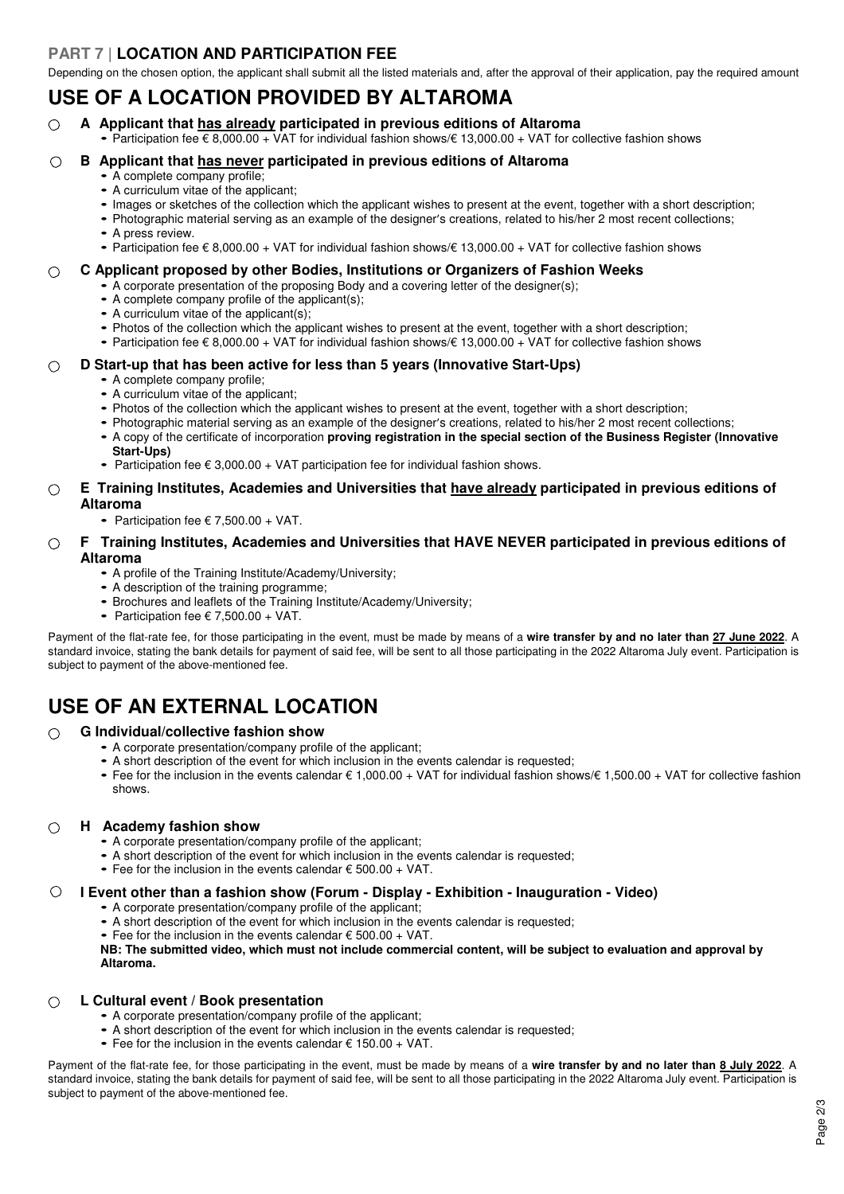## PART 7 | LOCATION AND PARTICIPATION FEE

Depending on the chosen option, the applicant shall submit all the listed materials and, after the approval of their application, pay the required amount

# USE OF A LOCATION PROVIDED BY ALTAROMA

○ **A Applicant that has already participated in previous editions of Altaroma**

- Participation fee € 8,000.00 + VAT for individual fashion shows/€ 13,000.00 + VAT for collective fashion shows

○ **B Applicant that has never participated in previous editions of Altaroma**

- A complete company profile;
- A curriculum vitae of the applicant;
- Images or sketches of the collection which the applicant wishes to present at the event, together with a short description;
- Photographic material serving as an example of the designer's creations, related to his/her 2 most recent collections;
- A press review.
- Participation fee € 8,000.00 + VAT for individual fashion shows/€ 13,000.00 + VAT for collective fashion shows

○ **C Applicant proposed by other Bodies, Institutions or Organizers of Fashion Weeks**

- A corporate presentation of the proposing Body and a covering letter of the designer(s);
- A complete company profile of the applicant(s);
- A curriculum vitae of the applicant(s);
- Photos of the collection which the applicant wishes to present at the event, together with a short description;
- Participation fee € 8,000.00 + VAT for individual fashion shows/€ 13,000.00 + VAT for collective fashion shows

○ **D Start-up that has been active for less than 5 years (Innovative Start-Ups)**

- A complete company profile;
- A curriculum vitae of the applicant;
- Photos of the collection which the applicant wishes to present at the event, together with a short description;
- Photographic material serving as an example of the designer's creations, related to his/her 2 most recent collections;
- A copy of the certificate of incorporation **proving registration in the special section of the Business Register (Innovative Start-Ups)**
- Participation fee € 3,000.00 + VAT participation fee for individual fashion shows.

○ **E Training Institutes, Academies and Universities that have already participated in previous editions of Altaroma**

- Participation fee € 7,500.00 + VAT.

○ **F Training Institutes, Academies and Universities that HAVE NEVER participated in previous editions of Altaroma**

- A profile of the Training Institute/Academy/University;
- A description of the training programme;
- Brochures and leaflets of the Training Institute/Academy/University;
- Participation fee € 7,500.00 + VAT.

Payment of the flat-rate fee, for those participating in the event, must be made by means of a **wire transfer by and no later than 27 June 2022**. A standard invoice, stating the bank details for payment of said fee, will be sent to all those participating in the 2022 Altaroma July event. Participation is subject to payment of the above-mentioned fee.

# USE OF AN EXTERNAL LOCATION

○ **G Individual/collective fashion show**

- A corporate presentation/company profile of the applicant;
- A short description of the event for which inclusion in the events calendar is requested;
- Fee for the inclusion in the events calendar € 1,000.00 + VAT for individual fashion shows/€ 1,500.00 + VAT for collective fashion shows.

○ **H Academy fashion show**

- A corporate presentation/company profile of the applicant;
- A short description of the event for which inclusion in the events calendar is requested;
- Fee for the inclusion in the events calendar € 500.00 + VAT.

○ **I Event other than a fashion show (Forum - Display - Exhibition - Inauguration - Video)**

- A corporate presentation/company profile of the applicant;
- A short description of the event for which inclusion in the events calendar is requested;
- Fee for the inclusion in the events calendar € 500.00 + VAT.

**NB: The submitted video, which must not include commercial content, will be subject to evaluation and approval by Altaroma.**

○ **L Cultural event / Book presentation**

- A corporate presentation/company profile of the applicant;
- A short description of the event for which inclusion in the events calendar is requested;
- Fee for the inclusion in the events calendar € 150.00 + VAT.

Payment of the flat-rate fee, for those participating in the event, must be made by means of a **wire transfer by and no later than 8 July 2022**. A standard invoice, stating the bank details for payment of said fee, will be sent to all those participating in the 2022 Altaroma July event. Participation is subject to payment of the above-mentioned fee.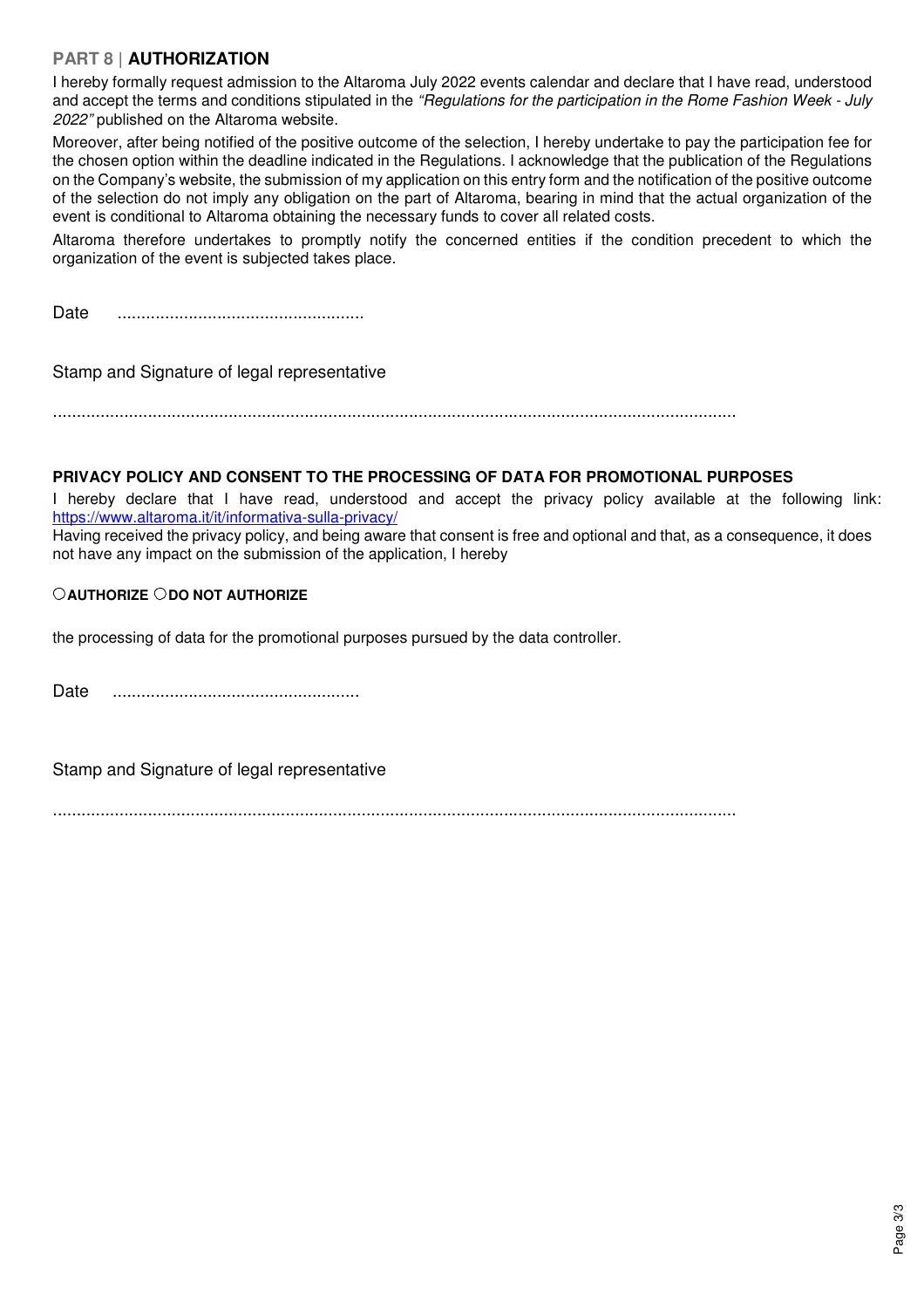## PART 8 | AUTHORIZATION

I hereby formally request admission to the Altaroma July 2022 events calendar and declare that I have read, understood and accept the terms and conditions stipulated in the *"Regulations for the participation in the Rome Fashion Week - July 2022"* published on the Altaroma website.

Moreover, after being notified of the positive outcome of the selection, I hereby undertake to pay the participation fee for the chosen option within the deadline indicated in the Regulations. I acknowledge that the publication of the Regulations on the Company's website, the submission of my application on this entry form and the notification of the positive outcome of the selection do not imply any obligation on the part of Altaroma, bearing in mind that the actual organization of the event is conditional to Altaroma obtaining the necessary funds to cover all related costs.

Altaroma therefore undertakes to promptly notify the concerned entities if the condition precedent to which the organization of the event is subjected takes place.

Date ....................................................

Stamp and Signature of legal representative

...............................................................................................................................................

**PRIVACY POLICY AND CONSENT TO THE PROCESSING OF DATA FOR PROMOTIONAL PURPOSES**

I hereby declare that I have read, understood and accept the privacy policy available at the following link: https://www.altaroma.it/it/informativa-sulla-privacy/

Having received the privacy policy, and being aware that consent is free and optional and that, as a consequence, it does not have any impact on the submission of the application, I hereby

○**AUTHORIZE** ○**DO NOT AUTHORIZE**

the processing of data for the promotional purposes pursued by the data controller.

Date ....................................................

Stamp and Signature of legal representative

...............................................................................................................................................